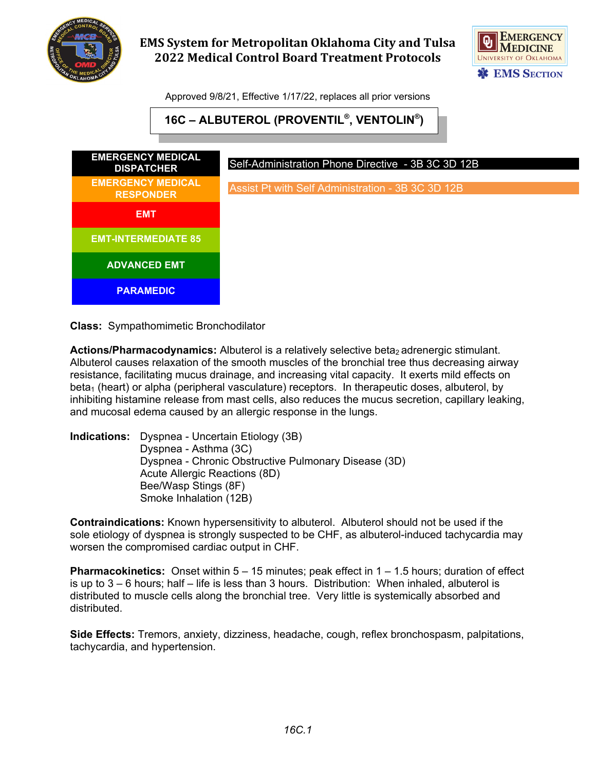# EMS System for Metropolitan Oklahoma City and Tulsa
# 2022 Medical Control Board Treatment Protocols

Approved 9/8/21, Effective 1/17/22, replaces all prior versions

## 16C – ALBUTEROL (PROVENTIL®, VENTOLIN®)

| Level | Scope |
|---|---|
| EMERGENCY MEDICAL DISPATCHER | Self-Administration Phone Directive - 3B 3C 3D 12B |
| EMERGENCY MEDICAL RESPONDER | Assist Pt with Self Administration - 3B 3C 3D 12B |
| EMT | |
| EMT-INTERMEDIATE 85 | |
| ADVANCED EMT | |
| PARAMEDIC | |

**Class:** Sympathomimetic Bronchodilator

**Actions/Pharmacodynamics:** Albuterol is a relatively selective beta$_2$ adrenergic stimulant. Albuterol causes relaxation of the smooth muscles of the bronchial tree thus decreasing airway resistance, facilitating mucus drainage, and increasing vital capacity. It exerts mild effects on beta$_1$ (heart) or alpha (peripheral vasculature) receptors. In therapeutic doses, albuterol, by inhibiting histamine release from mast cells, also reduces the mucus secretion, capillary leaking, and mucosal edema caused by an allergic response in the lungs.

**Indications:**
- Dyspnea - Uncertain Etiology (3B)
- Dyspnea - Asthma (3C)
- Dyspnea - Chronic Obstructive Pulmonary Disease (3D)
- Acute Allergic Reactions (8D)
- Bee/Wasp Stings (8F)
- Smoke Inhalation (12B)

**Contraindications:** Known hypersensitivity to albuterol. Albuterol should not be used if the sole etiology of dyspnea is strongly suspected to be CHF, as albuterol-induced tachycardia may worsen the compromised cardiac output in CHF.

**Pharmacokinetics:** Onset within 5 – 15 minutes; peak effect in 1 – 1.5 hours; duration of effect is up to 3 – 6 hours; half – life is less than 3 hours. Distribution: When inhaled, albuterol is distributed to muscle cells along the bronchial tree. Very little is systemically absorbed and distributed.

**Side Effects:** Tremors, anxiety, dizziness, headache, cough, reflex bronchospasm, palpitations, tachycardia, and hypertension.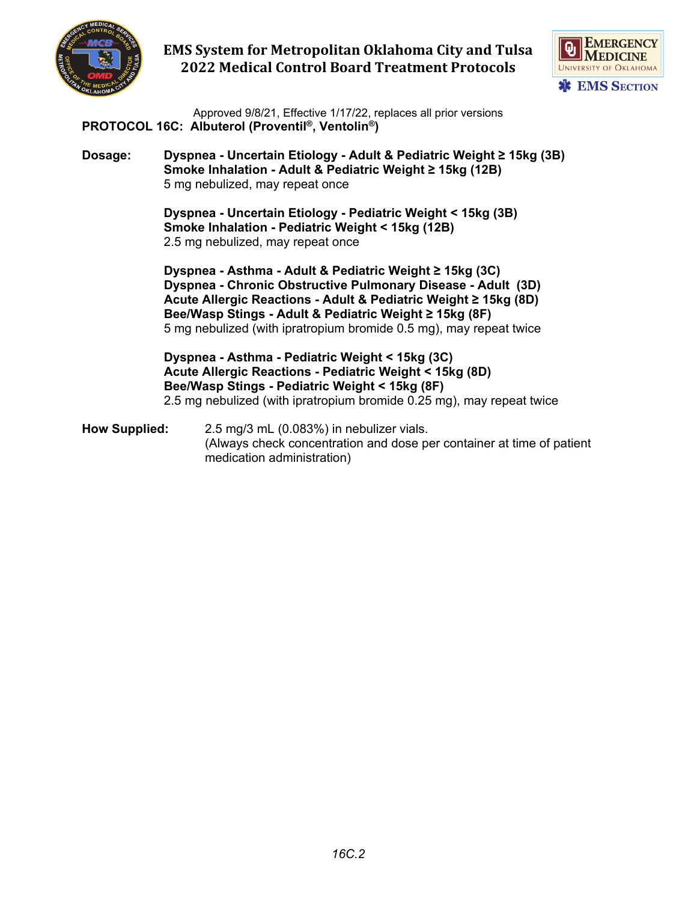Approved 9/8/21, Effective 1/17/22, replaces all prior versions

**PROTOCOL 16C: Albuterol (Proventil®, Ventolin®)**

**Dosage:**

**Dyspnea - Uncertain Etiology - Adult & Pediatric Weight ≥ 15kg (3B)**
**Smoke Inhalation - Adult & Pediatric Weight ≥ 15kg (12B)**
5 mg nebulized, may repeat once

**Dyspnea - Uncertain Etiology - Pediatric Weight < 15kg (3B)**
**Smoke Inhalation - Pediatric Weight < 15kg (12B)**
2.5 mg nebulized, may repeat once

**Dyspnea - Asthma - Adult & Pediatric Weight ≥ 15kg (3C)**
**Dyspnea - Chronic Obstructive Pulmonary Disease - Adult (3D)**
**Acute Allergic Reactions - Adult & Pediatric Weight ≥ 15kg (8D)**
**Bee/Wasp Stings - Adult & Pediatric Weight ≥ 15kg (8F)**
5 mg nebulized (with ipratropium bromide 0.5 mg), may repeat twice

**Dyspnea - Asthma - Pediatric Weight < 15kg (3C)**
**Acute Allergic Reactions - Pediatric Weight < 15kg (8D)**
**Bee/Wasp Stings - Pediatric Weight < 15kg (8F)**
2.5 mg nebulized (with ipratropium bromide 0.25 mg), may repeat twice

**How Supplied:**

2.5 mg/3 mL (0.083%) in nebulizer vials.
(Always check concentration and dose per container at time of patient medication administration)